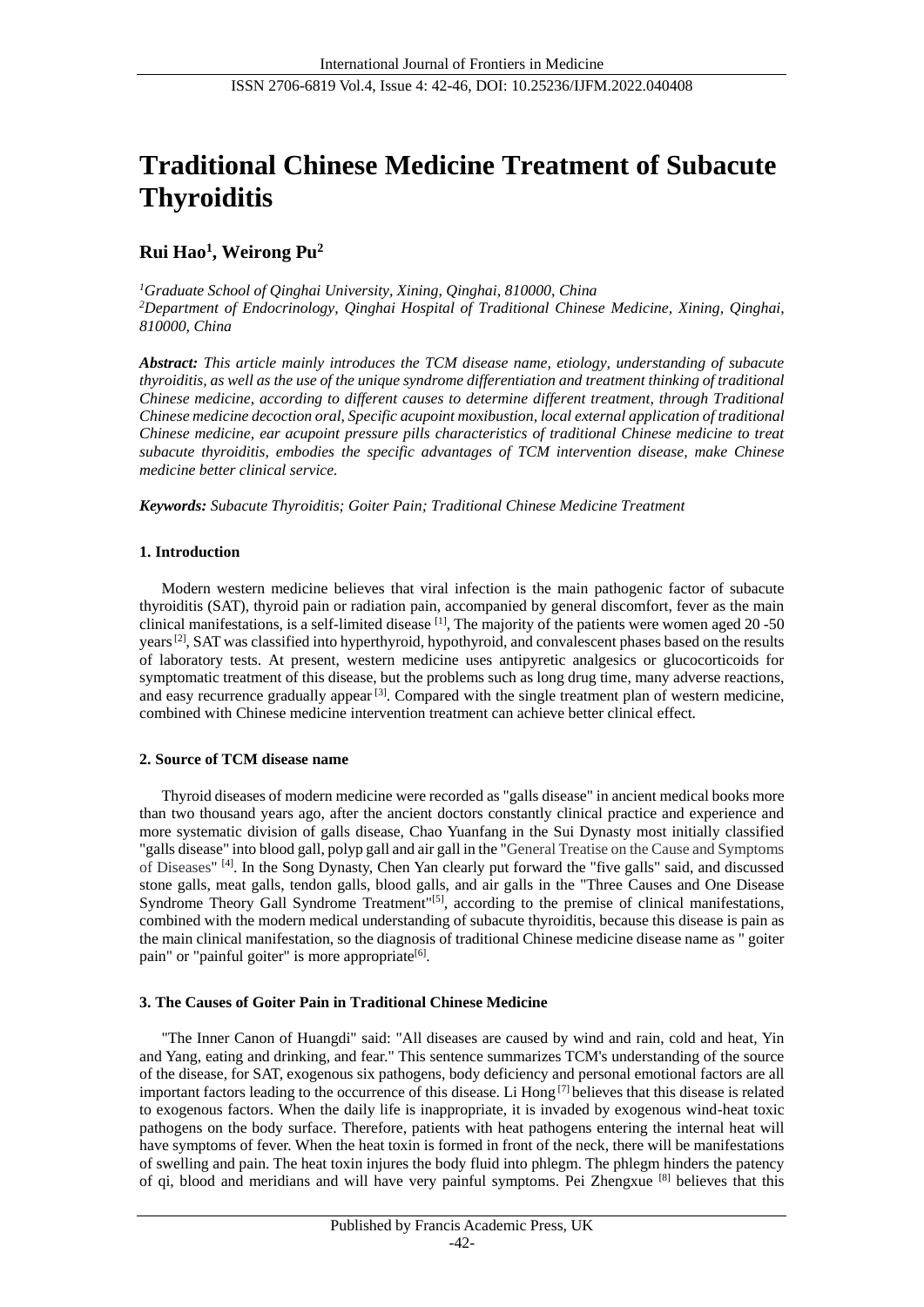# Traditional Chinese Medicine Treatment of Subacute Thyroiditis

**Rui Hao[1], Weirong Pu[2]**

*[1]Graduate School of Qinghai University, Xining, Qinghai, 810000, China*
*[2]Department of Endocrinology, Qinghai Hospital of Traditional Chinese Medicine, Xining, Qinghai, 810000, China*

***Abstract:*** *This article mainly introduces the TCM disease name, etiology, understanding of subacute thyroiditis, as well as the use of the unique syndrome differentiation and treatment thinking of traditional Chinese medicine, according to different causes to determine different treatment, through Traditional Chinese medicine decoction oral, Specific acupoint moxibustion, local external application of traditional Chinese medicine, ear acupoint pressure pills characteristics of traditional Chinese medicine to treat subacute thyroiditis, embodies the specific advantages of TCM intervention disease, make Chinese medicine better clinical service.*

***Keywords:*** *Subacute Thyroiditis; Goiter Pain; Traditional Chinese Medicine Treatment*

## 1. Introduction

Modern western medicine believes that viral infection is the main pathogenic factor of subacute thyroiditis (SAT), thyroid pain or radiation pain, accompanied by general discomfort, fever as the main clinical manifestations, is a self-limited disease [1], The majority of the patients were women aged 20 -50 years [2], SAT was classified into hyperthyroid, hypothyroid, and convalescent phases based on the results of laboratory tests. At present, western medicine uses antipyretic analgesics or glucocorticoids for symptomatic treatment of this disease, but the problems such as long drug time, many adverse reactions, and easy recurrence gradually appear [3]. Compared with the single treatment plan of western medicine, combined with Chinese medicine intervention treatment can achieve better clinical effect.

## 2. Source of TCM disease name

Thyroid diseases of modern medicine were recorded as "galls disease" in ancient medical books more than two thousand years ago, after the ancient doctors constantly clinical practice and experience and more systematic division of galls disease, Chao Yuanfang in the Sui Dynasty most initially classified "galls disease" into blood gall, polyp gall and air gall in the "General Treatise on the Cause and Symptoms of Diseases" [4]. In the Song Dynasty, Chen Yan clearly put forward the "five galls" said, and discussed stone galls, meat galls, tendon galls, blood galls, and air galls in the "Three Causes and One Disease Syndrome Theory Gall Syndrome Treatment"[5], according to the premise of clinical manifestations, combined with the modern medical understanding of subacute thyroiditis, because this disease is pain as the main clinical manifestation, so the diagnosis of traditional Chinese medicine disease name as " goiter pain" or "painful goiter" is more appropriate[6].

## 3. The Causes of Goiter Pain in Traditional Chinese Medicine

"The Inner Canon of Huangdi" said: "All diseases are caused by wind and rain, cold and heat, Yin and Yang, eating and drinking, and fear." This sentence summarizes TCM's understanding of the source of the disease, for SAT, exogenous six pathogens, body deficiency and personal emotional factors are all important factors leading to the occurrence of this disease. Li Hong [7] believes that this disease is related to exogenous factors. When the daily life is inappropriate, it is invaded by exogenous wind-heat toxic pathogens on the body surface. Therefore, patients with heat pathogens entering the internal heat will have symptoms of fever. When the heat toxin is formed in front of the neck, there will be manifestations of swelling and pain. The heat toxin injures the body fluid into phlegm. The phlegm hinders the patency of qi, blood and meridians and will have very painful symptoms. Pei Zhengxue [8] believes that this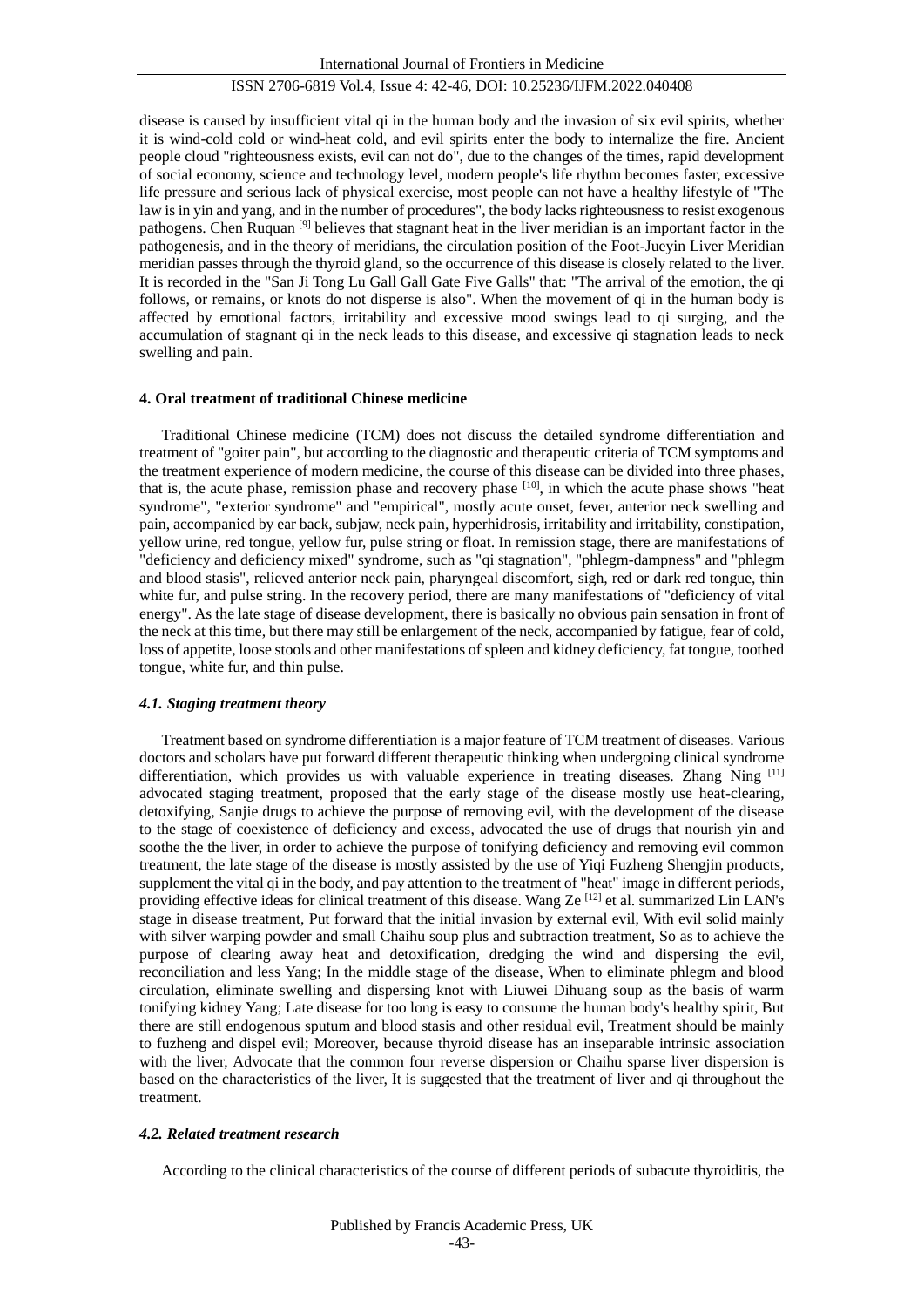disease is caused by insufficient vital qi in the human body and the invasion of six evil spirits, whether it is wind-cold cold or wind-heat cold, and evil spirits enter the body to internalize the fire. Ancient people cloud "righteousness exists, evil can not do", due to the changes of the times, rapid development of social economy, science and technology level, modern people's life rhythm becomes faster, excessive life pressure and serious lack of physical exercise, most people can not have a healthy lifestyle of "The law is in yin and yang, and in the number of procedures", the body lacks righteousness to resist exogenous pathogens. Chen Ruquan [9] believes that stagnant heat in the liver meridian is an important factor in the pathogenesis, and in the theory of meridians, the circulation position of the Foot-Jueyin Liver Meridian meridian passes through the thyroid gland, so the occurrence of this disease is closely related to the liver. It is recorded in the "San Ji Tong Lu Gall Gall Gate Five Galls" that: "The arrival of the emotion, the qi follows, or remains, or knots do not disperse is also". When the movement of qi in the human body is affected by emotional factors, irritability and excessive mood swings lead to qi surging, and the accumulation of stagnant qi in the neck leads to this disease, and excessive qi stagnation leads to neck swelling and pain.

## 4. Oral treatment of traditional Chinese medicine

Traditional Chinese medicine (TCM) does not discuss the detailed syndrome differentiation and treatment of "goiter pain", but according to the diagnostic and therapeutic criteria of TCM symptoms and the treatment experience of modern medicine, the course of this disease can be divided into three phases, that is, the acute phase, remission phase and recovery phase [10], in which the acute phase shows "heat syndrome", "exterior syndrome" and "empirical", mostly acute onset, fever, anterior neck swelling and pain, accompanied by ear back, subjaw, neck pain, hyperhidrosis, irritability and irritability, constipation, yellow urine, red tongue, yellow fur, pulse string or float. In remission stage, there are manifestations of "deficiency and deficiency mixed" syndrome, such as "qi stagnation", "phlegm-dampness" and "phlegm and blood stasis", relieved anterior neck pain, pharyngeal discomfort, sigh, red or dark red tongue, thin white fur, and pulse string. In the recovery period, there are many manifestations of "deficiency of vital energy". As the late stage of disease development, there is basically no obvious pain sensation in front of the neck at this time, but there may still be enlargement of the neck, accompanied by fatigue, fear of cold, loss of appetite, loose stools and other manifestations of spleen and kidney deficiency, fat tongue, toothed tongue, white fur, and thin pulse.

### *4.1. Staging treatment theory*

Treatment based on syndrome differentiation is a major feature of TCM treatment of diseases. Various doctors and scholars have put forward different therapeutic thinking when undergoing clinical syndrome differentiation, which provides us with valuable experience in treating diseases. Zhang Ning [11] advocated staging treatment, proposed that the early stage of the disease mostly use heat-clearing, detoxifying, Sanjie drugs to achieve the purpose of removing evil, with the development of the disease to the stage of coexistence of deficiency and excess, advocated the use of drugs that nourish yin and soothe the the liver, in order to achieve the purpose of tonifying deficiency and removing evil common treatment, the late stage of the disease is mostly assisted by the use of Yiqi Fuzheng Shengjin products, supplement the vital qi in the body, and pay attention to the treatment of "heat" image in different periods, providing effective ideas for clinical treatment of this disease. Wang Ze [12] et al. summarized Lin LAN's stage in disease treatment, Put forward that the initial invasion by external evil, With evil solid mainly with silver warping powder and small Chaihu soup plus and subtraction treatment, So as to achieve the purpose of clearing away heat and detoxification, dredging the wind and dispersing the evil, reconciliation and less Yang; In the middle stage of the disease, When to eliminate phlegm and blood circulation, eliminate swelling and dispersing knot with Liuwei Dihuang soup as the basis of warm tonifying kidney Yang; Late disease for too long is easy to consume the human body's healthy spirit, But there are still endogenous sputum and blood stasis and other residual evil, Treatment should be mainly to fuzheng and dispel evil; Moreover, because thyroid disease has an inseparable intrinsic association with the liver, Advocate that the common four reverse dispersion or Chaihu sparse liver dispersion is based on the characteristics of the liver, It is suggested that the treatment of liver and qi throughout the treatment.

### *4.2. Related treatment research*

According to the clinical characteristics of the course of different periods of subacute thyroiditis, the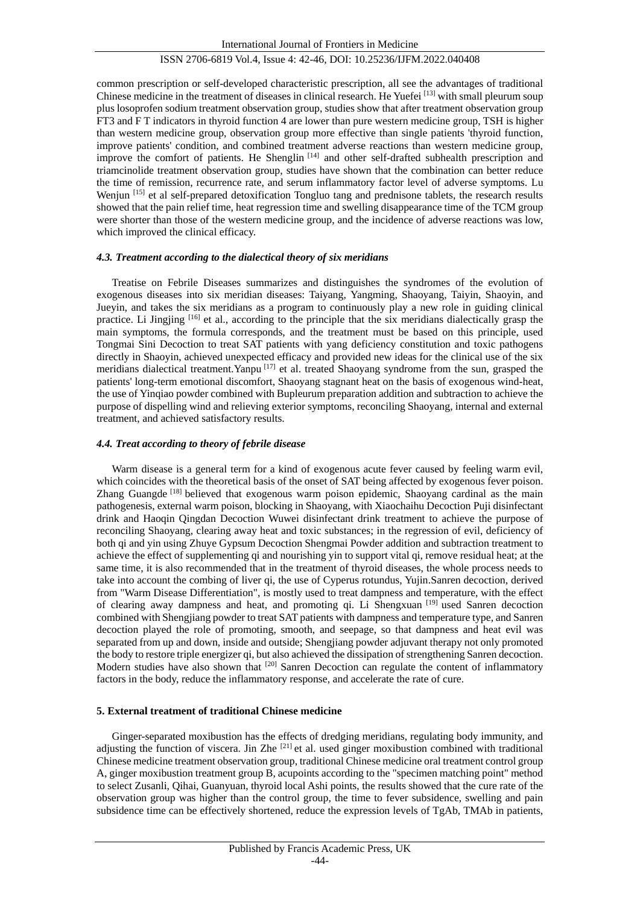common prescription or self-developed characteristic prescription, all see the advantages of traditional Chinese medicine in the treatment of diseases in clinical research. He Yuefei [13] with small pleurum soup plus losoprofen sodium treatment observation group, studies show that after treatment observation group FT3 and F T indicators in thyroid function 4 are lower than pure western medicine group, TSH is higher than western medicine group, observation group more effective than single patients 'thyroid function, improve patients' condition, and combined treatment adverse reactions than western medicine group, improve the comfort of patients. He Shenglin [14] and other self-drafted subhealth prescription and triamcinolide treatment observation group, studies have shown that the combination can better reduce the time of remission, recurrence rate, and serum inflammatory factor level of adverse symptoms. Lu Wenjun [15] et al self-prepared detoxification Tongluo tang and prednisone tablets, the research results showed that the pain relief time, heat regression time and swelling disappearance time of the TCM group were shorter than those of the western medicine group, and the incidence of adverse reactions was low, which improved the clinical efficacy.

### *4.3. Treatment according to the dialectical theory of six meridians*

Treatise on Febrile Diseases summarizes and distinguishes the syndromes of the evolution of exogenous diseases into six meridian diseases: Taiyang, Yangming, Shaoyang, Taiyin, Shaoyin, and Jueyin, and takes the six meridians as a program to continuously play a new role in guiding clinical practice. Li Jingjing [16] et al., according to the principle that the six meridians dialectically grasp the main symptoms, the formula corresponds, and the treatment must be based on this principle, used Tongmai Sini Decoction to treat SAT patients with yang deficiency constitution and toxic pathogens directly in Shaoyin, achieved unexpected efficacy and provided new ideas for the clinical use of the six meridians dialectical treatment.Yanpu [17] et al. treated Shaoyang syndrome from the sun, grasped the patients' long-term emotional discomfort, Shaoyang stagnant heat on the basis of exogenous wind-heat, the use of Yinqiao powder combined with Bupleurum preparation addition and subtraction to achieve the purpose of dispelling wind and relieving exterior symptoms, reconciling Shaoyang, internal and external treatment, and achieved satisfactory results.

### *4.4. Treat according to theory of febrile disease*

Warm disease is a general term for a kind of exogenous acute fever caused by feeling warm evil, which coincides with the theoretical basis of the onset of SAT being affected by exogenous fever poison. Zhang Guangde [18] believed that exogenous warm poison epidemic, Shaoyang cardinal as the main pathogenesis, external warm poison, blocking in Shaoyang, with Xiaochaihu Decoction Puji disinfectant drink and Haoqin Qingdan Decoction Wuwei disinfectant drink treatment to achieve the purpose of reconciling Shaoyang, clearing away heat and toxic substances; in the regression of evil, deficiency of both qi and yin using Zhuye Gypsum Decoction Shengmai Powder addition and subtraction treatment to achieve the effect of supplementing qi and nourishing yin to support vital qi, remove residual heat; at the same time, it is also recommended that in the treatment of thyroid diseases, the whole process needs to take into account the combing of liver qi, the use of Cyperus rotundus, Yujin.Sanren decoction, derived from "Warm Disease Differentiation", is mostly used to treat dampness and temperature, with the effect of clearing away dampness and heat, and promoting qi. Li Shengxuan [19] used Sanren decoction combined with Shengjiang powder to treat SAT patients with dampness and temperature type, and Sanren decoction played the role of promoting, smooth, and seepage, so that dampness and heat evil was separated from up and down, inside and outside; Shengjiang powder adjuvant therapy not only promoted the body to restore triple energizer qi, but also achieved the dissipation of strengthening Sanren decoction. Modern studies have also shown that [20] Sanren Decoction can regulate the content of inflammatory factors in the body, reduce the inflammatory response, and accelerate the rate of cure.

## **5. External treatment of traditional Chinese medicine**

Ginger-separated moxibustion has the effects of dredging meridians, regulating body immunity, and adjusting the function of viscera. Jin Zhe [21] et al. used ginger moxibustion combined with traditional Chinese medicine treatment observation group, traditional Chinese medicine oral treatment control group A, ginger moxibustion treatment group B, acupoints according to the "specimen matching point" method to select Zusanli, Qihai, Guanyuan, thyroid local Ashi points, the results showed that the cure rate of the observation group was higher than the control group, the time to fever subsidence, swelling and pain subsidence time can be effectively shortened, reduce the expression levels of TgAb, TMAb in patients,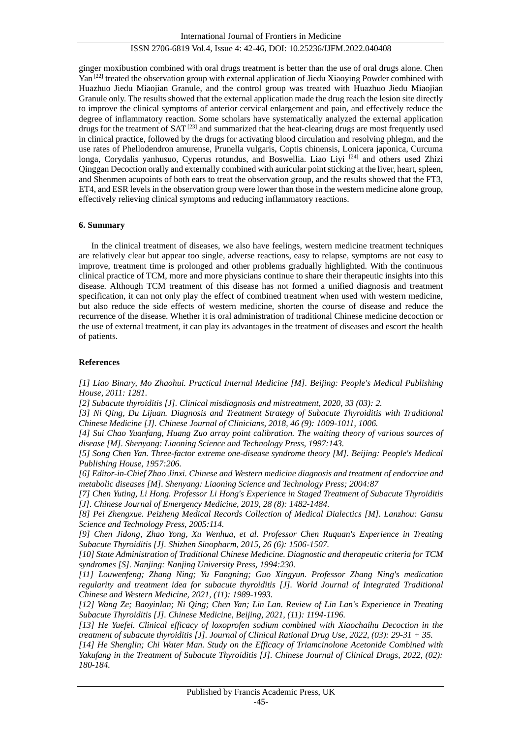ginger moxibustion combined with oral drugs treatment is better than the use of oral drugs alone. Chen Yan [22] treated the observation group with external application of Jiedu Xiaoying Powder combined with Huazhuo Jiedu Miaojian Granule, and the control group was treated with Huazhuo Jiedu Miaojian Granule only. The results showed that the external application made the drug reach the lesion site directly to improve the clinical symptoms of anterior cervical enlargement and pain, and effectively reduce the degree of inflammatory reaction. Some scholars have systematically analyzed the external application drugs for the treatment of SAT [23] and summarized that the heat-clearing drugs are most frequently used in clinical practice, followed by the drugs for activating blood circulation and resolving phlegm, and the use rates of Phellodendron amurense, Prunella vulgaris, Coptis chinensis, Lonicera japonica, Curcuma longa, Corydalis yanhusuo, Cyperus rotundus, and Boswellia. Liao Liyi [24] and others used Zhizi Qinggan Decoction orally and externally combined with auricular point sticking at the liver, heart, spleen, and Shenmen acupoints of both ears to treat the observation group, and the results showed that the FT3, ET4, and ESR levels in the observation group were lower than those in the western medicine alone group, effectively relieving clinical symptoms and reducing inflammatory reactions.

## 6. Summary

In the clinical treatment of diseases, we also have feelings, western medicine treatment techniques are relatively clear but appear too single, adverse reactions, easy to relapse, symptoms are not easy to improve, treatment time is prolonged and other problems gradually highlighted. With the continuous clinical practice of TCM, more and more physicians continue to share their therapeutic insights into this disease. Although TCM treatment of this disease has not formed a unified diagnosis and treatment specification, it can not only play the effect of combined treatment when used with western medicine, but also reduce the side effects of western medicine, shorten the course of disease and reduce the recurrence of the disease. Whether it is oral administration of traditional Chinese medicine decoction or the use of external treatment, it can play its advantages in the treatment of diseases and escort the health of patients.

## References

*[1] Liao Binary, Mo Zhaohui. Practical Internal Medicine [M]. Beijing: People's Medical Publishing House, 2011: 1281.*

*[2] Subacute thyroiditis [J]. Clinical misdiagnosis and mistreatment, 2020, 33 (03): 2.*

*[3] Ni Qing, Du Lijuan. Diagnosis and Treatment Strategy of Subacute Thyroiditis with Traditional Chinese Medicine [J]. Chinese Journal of Clinicians, 2018, 46 (9): 1009-1011, 1006.*

*[4] Sui Chao Yuanfang, Huang Zuo array point calibration. The waiting theory of various sources of disease [M]. Shenyang: Liaoning Science and Technology Press, 1997:143.*

*[5] Song Chen Yan. Three-factor extreme one-disease syndrome theory [M]. Beijing: People's Medical Publishing House, 1957:206.*

*[6] Editor-in-Chief Zhao Jinxi. Chinese and Western medicine diagnosis and treatment of endocrine and metabolic diseases [M]. Shenyang: Liaoning Science and Technology Press; 2004:87*

*[7] Chen Yuting, Li Hong. Professor Li Hong's Experience in Staged Treatment of Subacute Thyroiditis [J]. Chinese Journal of Emergency Medicine, 2019, 28 (8): 1482-1484.*

*[8] Pei Zhengxue. Peizheng Medical Records Collection of Medical Dialectics [M]. Lanzhou: Gansu Science and Technology Press, 2005:114.*

*[9] Chen Jidong, Zhao Yong, Xu Wenhua, et al. Professor Chen Ruquan's Experience in Treating Subacute Thyroiditis [J]. Shizhen Sinopharm, 2015, 26 (6): 1506-1507.*

*[10] State Administration of Traditional Chinese Medicine. Diagnostic and therapeutic criteria for TCM syndromes [S]. Nanjing: Nanjing University Press, 1994:230.*

*[11] Louwenfeng; Zhang Ning; Yu Fangning; Guo Xingyun. Professor Zhang Ning's medication regularity and treatment idea for subacute thyroiditis [J]. World Journal of Integrated Traditional Chinese and Western Medicine, 2021, (11): 1989-1993.*

*[12] Wang Ze; Baoyinlan; Ni Qing; Chen Yan; Lin Lan. Review of Lin Lan's Experience in Treating Subacute Thyroiditis [J]. Chinese Medicine, Beijing, 2021, (11): 1194-1196.*

*[13] He Yuefei. Clinical efficacy of loxoprofen sodium combined with Xiaochaihu Decoction in the treatment of subacute thyroiditis [J]. Journal of Clinical Rational Drug Use, 2022, (03): 29-31 + 35.*

*[14] He Shenglin; Chi Water Man. Study on the Efficacy of Triamcinolone Acetonide Combined with Yakufang in the Treatment of Subacute Thyroiditis [J]. Chinese Journal of Clinical Drugs, 2022, (02): 180-184.*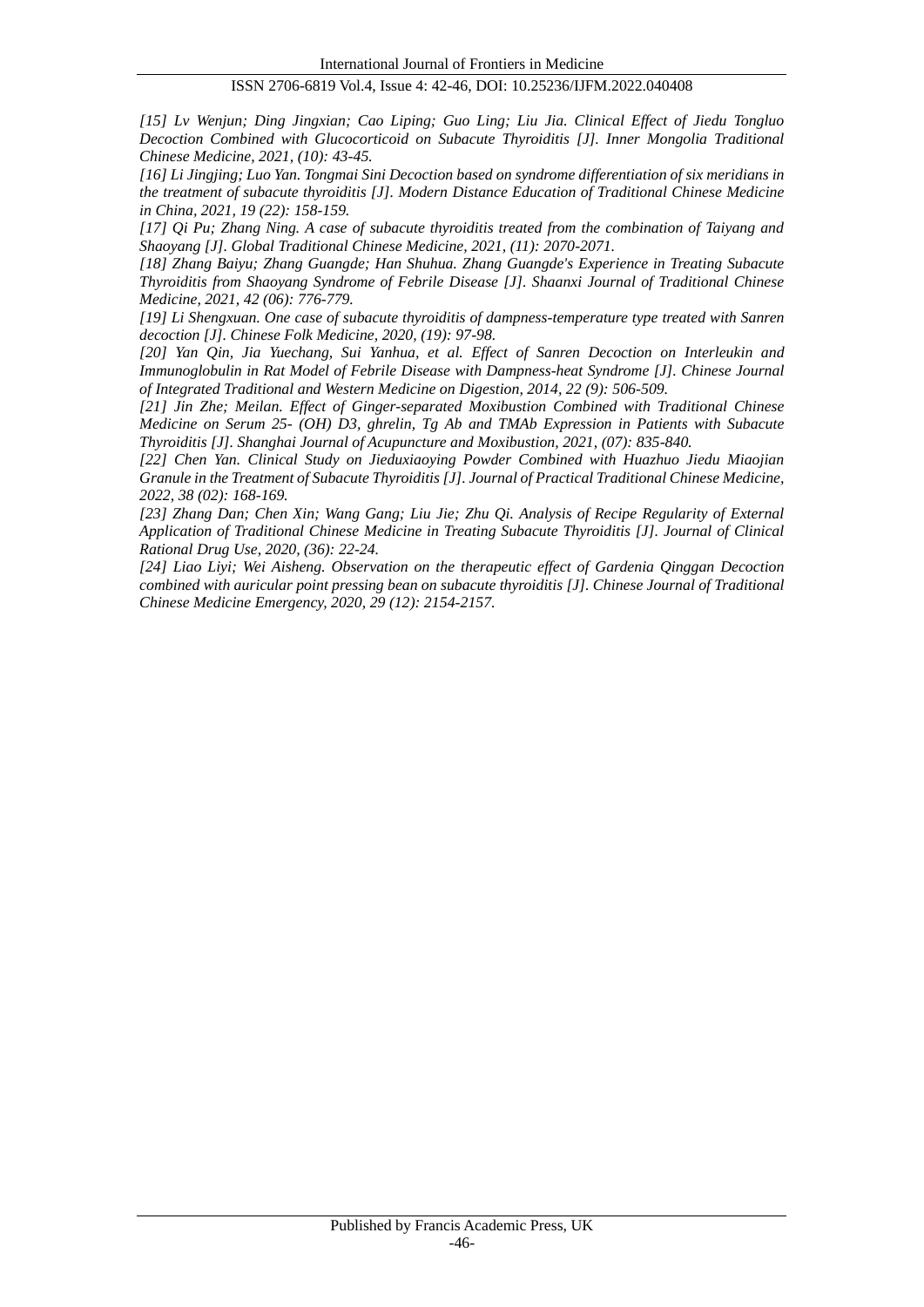*[15] Lv Wenjun; Ding Jingxian; Cao Liping; Guo Ling; Liu Jia. Clinical Effect of Jiedu Tongluo Decoction Combined with Glucocorticoid on Subacute Thyroiditis [J]. Inner Mongolia Traditional Chinese Medicine, 2021, (10): 43-45.*

*[16] Li Jingjing; Luo Yan. Tongmai Sini Decoction based on syndrome differentiation of six meridians in the treatment of subacute thyroiditis [J]. Modern Distance Education of Traditional Chinese Medicine in China, 2021, 19 (22): 158-159.*

*[17] Qi Pu; Zhang Ning. A case of subacute thyroiditis treated from the combination of Taiyang and Shaoyang [J]. Global Traditional Chinese Medicine, 2021, (11): 2070-2071.*

*[18] Zhang Baiyu; Zhang Guangde; Han Shuhua. Zhang Guangde's Experience in Treating Subacute Thyroiditis from Shaoyang Syndrome of Febrile Disease [J]. Shaanxi Journal of Traditional Chinese Medicine, 2021, 42 (06): 776-779.*

*[19] Li Shengxuan. One case of subacute thyroiditis of dampness-temperature type treated with Sanren decoction [J]. Chinese Folk Medicine, 2020, (19): 97-98.*

*[20] Yan Qin, Jia Yuechang, Sui Yanhua, et al. Effect of Sanren Decoction on Interleukin and Immunoglobulin in Rat Model of Febrile Disease with Dampness-heat Syndrome [J]. Chinese Journal of Integrated Traditional and Western Medicine on Digestion, 2014, 22 (9): 506-509.*

*[21] Jin Zhe; Meilan. Effect of Ginger-separated Moxibustion Combined with Traditional Chinese Medicine on Serum 25- (OH) D3, ghrelin, Tg Ab and TMAb Expression in Patients with Subacute Thyroiditis [J]. Shanghai Journal of Acupuncture and Moxibustion, 2021, (07): 835-840.*

*[22] Chen Yan. Clinical Study on Jieduxiaoying Powder Combined with Huazhuo Jiedu Miaojian Granule in the Treatment of Subacute Thyroiditis [J]. Journal of Practical Traditional Chinese Medicine, 2022, 38 (02): 168-169.*

*[23] Zhang Dan; Chen Xin; Wang Gang; Liu Jie; Zhu Qi. Analysis of Recipe Regularity of External Application of Traditional Chinese Medicine in Treating Subacute Thyroiditis [J]. Journal of Clinical Rational Drug Use, 2020, (36): 22-24.*

*[24] Liao Liyi; Wei Aisheng. Observation on the therapeutic effect of Gardenia Qinggan Decoction combined with auricular point pressing bean on subacute thyroiditis [J]. Chinese Journal of Traditional Chinese Medicine Emergency, 2020, 29 (12): 2154-2157.*